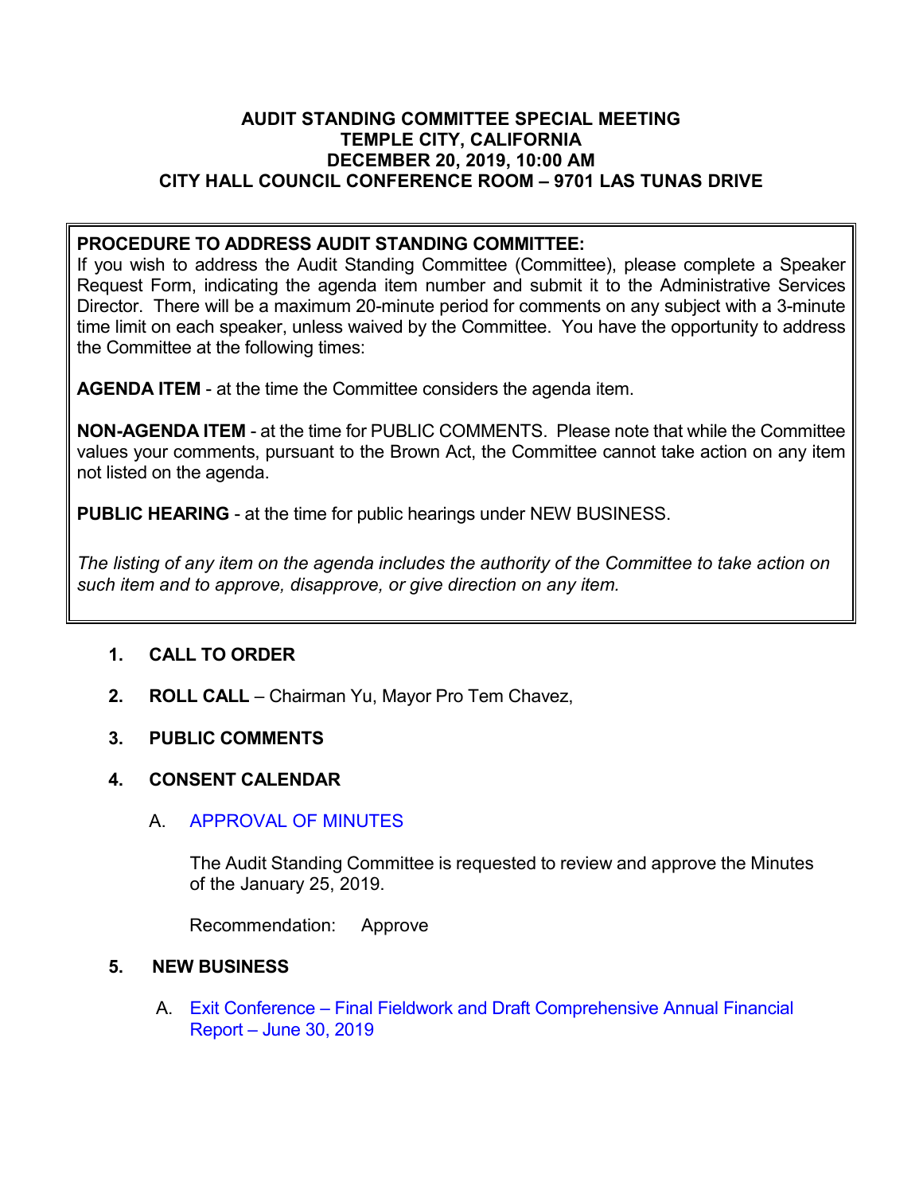**AUDIT STANDING COMMITTEE SPECIAL MEETING**
**TEMPLE CITY, CALIFORNIA**
**DECEMBER 20, 2019, 10:00 AM**
**CITY HALL COUNCIL CONFERENCE ROOM – 9701 LAS TUNAS DRIVE**

**PROCEDURE TO ADDRESS AUDIT STANDING COMMITTEE:**
If you wish to address the Audit Standing Committee (Committee), please complete a Speaker Request Form, indicating the agenda item number and submit it to the Administrative Services Director. There will be a maximum 20-minute period for comments on any subject with a 3-minute time limit on each speaker, unless waived by the Committee. You have the opportunity to address the Committee at the following times:

**AGENDA ITEM** - at the time the Committee considers the agenda item.

**NON-AGENDA ITEM** - at the time for PUBLIC COMMENTS. Please note that while the Committee values your comments, pursuant to the Brown Act, the Committee cannot take action on any item not listed on the agenda.

**PUBLIC HEARING** - at the time for public hearings under NEW BUSINESS.

*The listing of any item on the agenda includes the authority of the Committee to take action on such item and to approve, disapprove, or give direction on any item.*

1. **CALL TO ORDER**

2. **ROLL CALL** – Chairman Yu, Mayor Pro Tem Chavez,

3. **PUBLIC COMMENTS**

4. **CONSENT CALENDAR**

   A. APPROVAL OF MINUTES

   The Audit Standing Committee is requested to review and approve the Minutes of the January 25, 2019.

   Recommendation: Approve

5. **NEW BUSINESS**

   A. Exit Conference – Final Fieldwork and Draft Comprehensive Annual Financial Report – June 30, 2019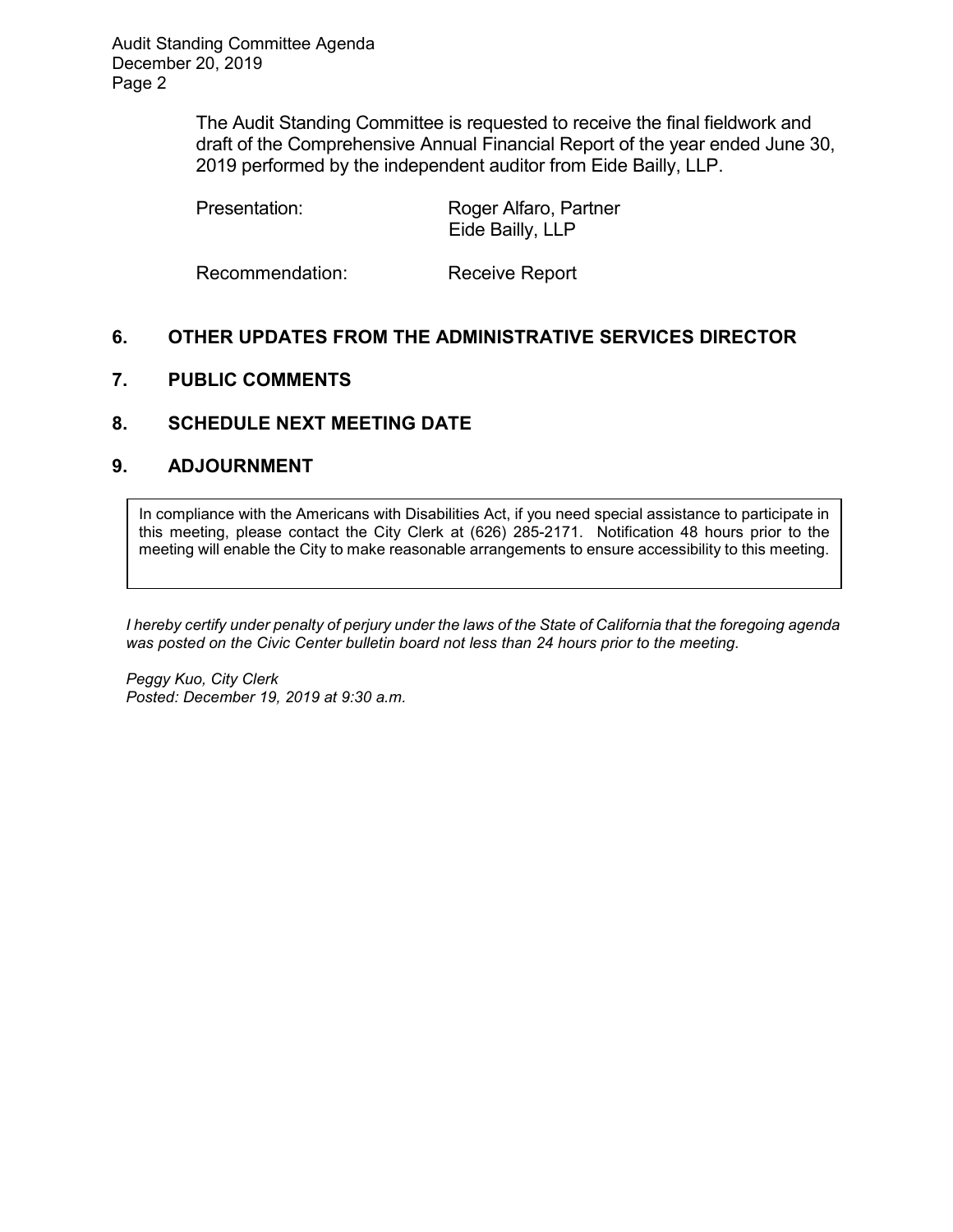The Audit Standing Committee is requested to receive the final fieldwork and draft of the Comprehensive Annual Financial Report of the year ended June 30, 2019 performed by the independent auditor from Eide Bailly, LLP.

| | |
|---|---|
| Presentation: | Roger Alfaro, Partner<br>Eide Bailly, LLP |
| Recommendation: | Receive Report |

## 6. OTHER UPDATES FROM THE ADMINISTRATIVE SERVICES DIRECTOR

## 7. PUBLIC COMMENTS

## 8. SCHEDULE NEXT MEETING DATE

## 9. ADJOURNMENT

In compliance with the Americans with Disabilities Act, if you need special assistance to participate in this meeting, please contact the City Clerk at (626) 285-2171. Notification 48 hours prior to the meeting will enable the City to make reasonable arrangements to ensure accessibility to this meeting.

*I hereby certify under penalty of perjury under the laws of the State of California that the foregoing agenda was posted on the Civic Center bulletin board not less than 24 hours prior to the meeting.*

*Peggy Kuo, City Clerk*
*Posted: December 19, 2019 at 9:30 a.m.*